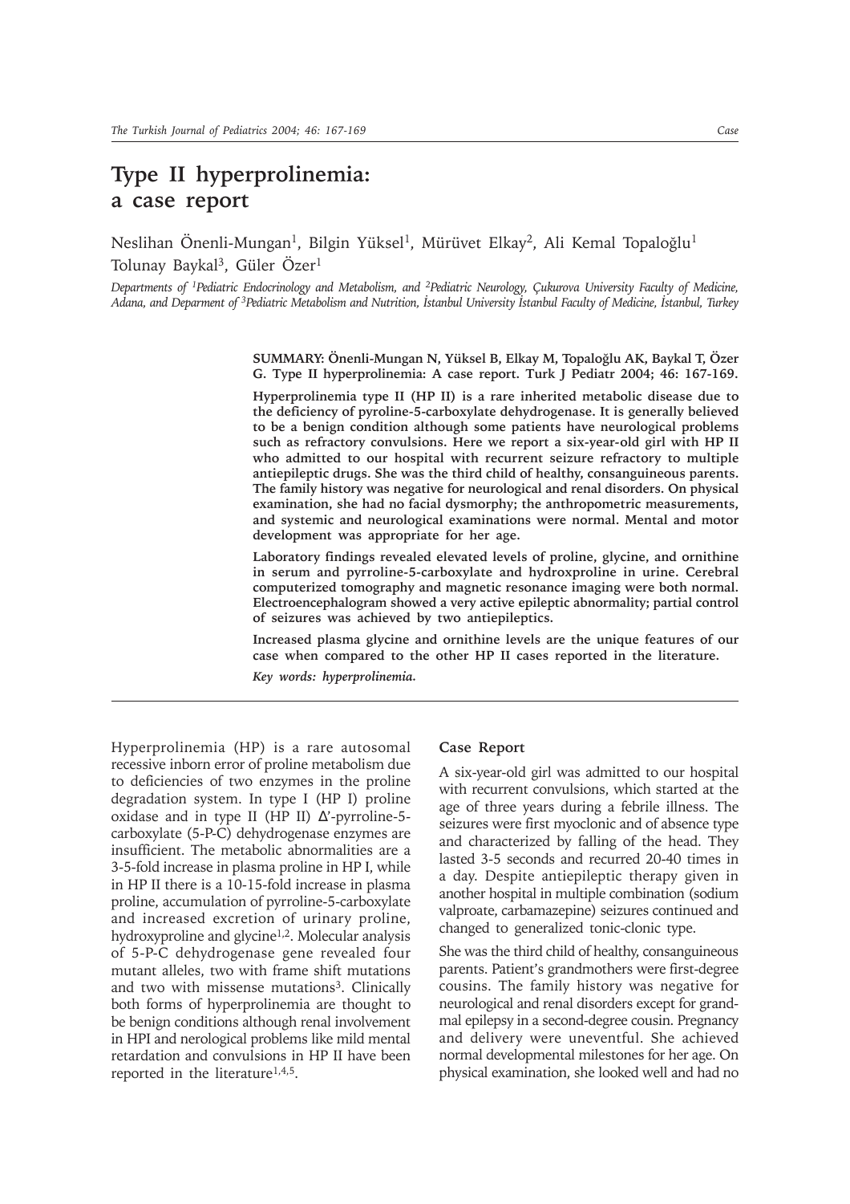# Type II hyperprolinemia: a case report

Neslihan Önenli-Mungan[1], Bilgin Yüksel[1], Mürüvet Elkay[2], Ali Kemal Topaloğlu[1] Tolunay Baykal[3], Güler Özer[1]

*Departments of [1]Pediatric Endocrinology and Metabolism, and [2]Pediatric Neurology, Çukurova University Faculty of Medicine, Adana, and Deparment of [3]Pediatric Metabolism and Nutrition, İstanbul University İstanbul Faculty of Medicine, İstanbul, Turkey*

**SUMMARY: Önenli-Mungan N, Yüksel B, Elkay M, Topaloğlu AK, Baykal T, Özer G. Type II hyperprolinemia: A case report. Turk J Pediatr 2004; 46: 167-169.**

**Hyperprolinemia type II (HP II) is a rare inherited metabolic disease due to the deficiency of pyroline-5-carboxylate dehydrogenase. It is generally believed to be a benign condition although some patients have neurological problems such as refractory convulsions. Here we report a six-year-old girl with HP II who admitted to our hospital with recurrent seizure refractory to multiple antiepileptic drugs. She was the third child of healthy, consanguineous parents. The family history was negative for neurological and renal disorders. On physical examination, she had no facial dysmorphy; the anthropometric measurements, and systemic and neurological examinations were normal. Mental and motor development was appropriate for her age.**

**Laboratory findings revealed elevated levels of proline, glycine, and ornithine in serum and pyrroline-5-carboxylate and hydroxproline in urine. Cerebral computerized tomography and magnetic resonance imaging were both normal. Electroencephalogram showed a very active epileptic abnormality; partial control of seizures was achieved by two antiepileptics.**

**Increased plasma glycine and ornithine levels are the unique features of our case when compared to the other HP II cases reported in the literature.**

***Key words: hyperprolinemia.***

---

Hyperprolinemia (HP) is a rare autosomal recessive inborn error of proline metabolism due to deficiencies of two enzymes in the proline degradation system. In type I (HP I) proline oxidase and in type II (HP II) Δ'-pyrroline-5-carboxylate (5-P-C) dehydrogenase enzymes are insufficient. The metabolic abnormalities are a 3-5-fold increase in plasma proline in HP I, while in HP II there is a 10-15-fold increase in plasma proline, accumulation of pyrroline-5-carboxylate and increased excretion of urinary proline, hydroxyproline and glycine[1,2]. Molecular analysis of 5-P-C dehydrogenase gene revealed four mutant alleles, two with frame shift mutations and two with missense mutations[3]. Clinically both forms of hyperprolinemia are thought to be benign conditions although renal involvement in HPI and nerological problems like mild mental retardation and convulsions in HP II have been reported in the literature[1,4,5].

## Case Report

A six-year-old girl was admitted to our hospital with recurrent convulsions, which started at the age of three years during a febrile illness. The seizures were first myoclonic and of absence type and characterized by falling of the head. They lasted 3-5 seconds and recurred 20-40 times in a day. Despite antiepileptic therapy given in another hospital in multiple combination (sodium valproate, carbamazepine) seizures continued and changed to generalized tonic-clonic type.

She was the third child of healthy, consanguineous parents. Patient's grandmothers were first-degree cousins. The family history was negative for neurological and renal disorders except for grandmal epilepsy in a second-degree cousin. Pregnancy and delivery were uneventful. She achieved normal developmental milestones for her age. On physical examination, she looked well and had no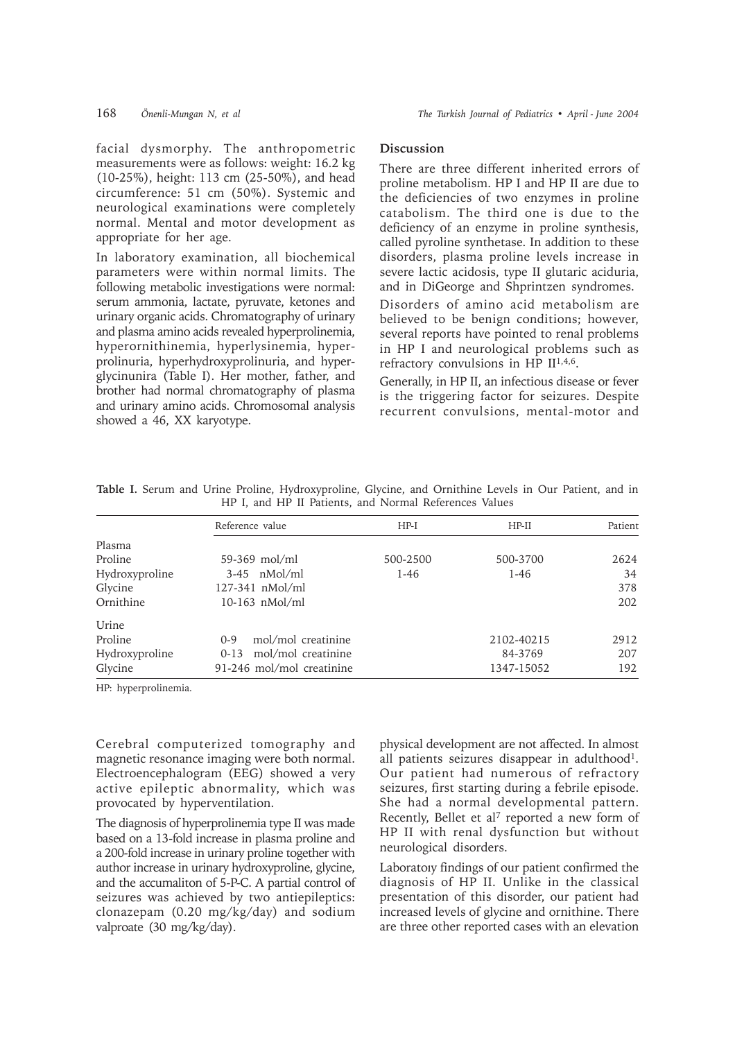facial dysmorphy. The anthropometric measurements were as follows: weight: 16.2 kg (10-25%), height: 113 cm (25-50%), and head circumference: 51 cm (50%). Systemic and neurological examinations were completely normal. Mental and motor development as appropriate for her age.

In laboratory examination, all biochemical parameters were within normal limits. The following metabolic investigations were normal: serum ammonia, lactate, pyruvate, ketones and urinary organic acids. Chromatography of urinary and plasma amino acids revealed hyperprolinemia, hyperornithinemia, hyperlysinemia, hyperprolinuria, hyperhydroxyprolinuria, and hyperglycinunira (Table I). Her mother, father, and brother had normal chromatography of plasma and urinary amino acids. Chromosomal analysis showed a 46, XX karyotype.

Cerebral computerized tomography and magnetic resonance imaging were both normal. Electroencephalogram (EEG) showed a very active epileptic abnormality, which was provocated by hyperventilation.

The diagnosis of hyperprolinemia type II was made based on a 13-fold increase in plasma proline and a 200-fold increase in urinary proline together with author increase in urinary hydroxyproline, glycine, and the accumaliton of 5-P-C. A partial control of seizures was achieved by two antiepileptics: clonazepam (0.20 mg/kg/day) and sodium valproate (30 mg/kg/day).

## Discussion

There are three different inherited errors of proline metabolism. HP I and HP II are due to the deficiencies of two enzymes in proline catabolism. The third one is due to the deficiency of an enzyme in proline synthesis, called pyroline synthetase. In addition to these disorders, plasma proline levels increase in severe lactic acidosis, type II glutaric aciduria, and in DiGeorge and Shprintzen syndromes.

Disorders of amino acid metabolism are believed to be benign conditions; however, several reports have pointed to renal problems in HP I and neurological problems such as refractory convulsions in HP II[1,4,6].

Generally, in HP II, an infectious disease or fever is the triggering factor for seizures. Despite recurrent convulsions, mental-motor and physical development are not affected. In almost all patients seizures disappear in adulthood[1]. Our patient had numerous of refractory seizures, first starting during a febrile episode. She had a normal developmental pattern. Recently, Bellet et al[7] reported a new form of HP II with renal dysfunction but without neurological disorders.

Laboratoıy findings of our patient confirmed the diagnosis of HP II. Unlike in the classical presentation of this disorder, our patient had increased levels of glycine and ornithine. There are three other reported cases with an elevation

**Table I.** Serum and Urine Proline, Hydroxyproline, Glycine, and Ornithine Levels in Our Patient, and in HP I, and HP II Patients, and Normal References Values

| | Reference value | HP-I | HP-II | Patient |
|---|---|---|---|---|
| Plasma | | | | |
| Proline | 59-369 mol/ml | 500-2500 | 500-3700 | 2624 |
| Hydroxyproline | 3-45 nMol/ml | 1-46 | 1-46 | 34 |
| Glycine | 127-341 nMol/ml | | | 378 |
| Ornithine | 10-163 nMol/ml | | | 202 |
| Urine | | | | |
| Proline | 0-9 mol/mol creatinine | | 2102-40215 | 2912 |
| Hydroxyproline | 0-13 mol/mol creatinine | | 84-3769 | 207 |
| Glycine | 91-246 mol/mol creatinine | | 1347-15052 | 192 |

HP: hyperprolinemia.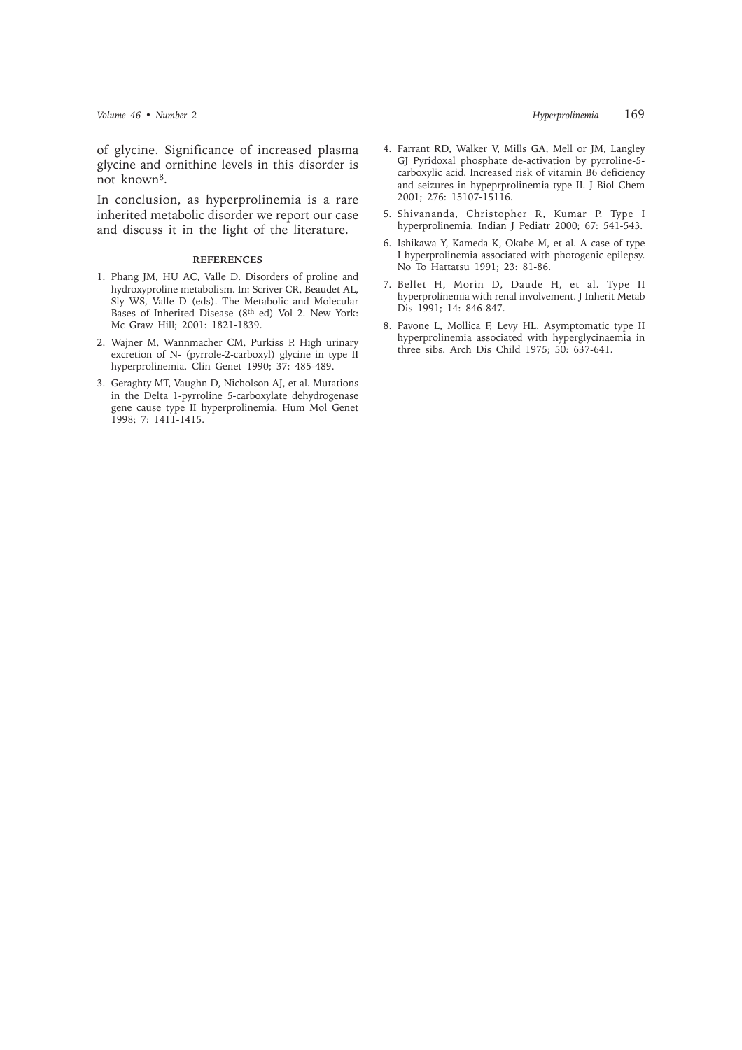of glycine. Significance of increased plasma glycine and ornithine levels in this disorder is not known[8].

In conclusion, as hyperprolinemia is a rare inherited metabolic disorder we report our case and discuss it in the light of the literature.

## REFERENCES

1. Phang JM, HU AC, Valle D. Disorders of proline and hydroxyproline metabolism. In: Scriver CR, Beaudet AL, Sly WS, Valle D (eds). The Metabolic and Molecular Bases of Inherited Disease (8th ed) Vol 2. New York: Mc Graw Hill; 2001: 1821-1839.
2. Wajner M, Wannmacher CM, Purkiss P. High urinary excretion of N- (pyrrole-2-carboxyl) glycine in type II hyperprolinemia. Clin Genet 1990; 37: 485-489.
3. Geraghty MT, Vaughn D, Nicholson AJ, et al. Mutations in the Delta 1-pyrroline 5-carboxylate dehydrogenase gene cause type II hyperprolinemia. Hum Mol Genet 1998; 7: 1411-1415.
4. Farrant RD, Walker V, Mills GA, Mell or JM, Langley GJ Pyridoxal phosphate de-activation by pyrroline-5-carboxylic acid. Increased risk of vitamin B6 deficiency and seizures in hypeprprolinemia type II. J Biol Chem 2001; 276: 15107-15116.
5. Shivananda, Christopher R, Kumar P. Type I hyperprolinemia. Indian J Pediatr 2000; 67: 541-543.
6. Ishikawa Y, Kameda K, Okabe M, et al. A case of type I hyperprolinemia associated with photogenic epilepsy. No To Hattatsu 1991; 23: 81-86.
7. Bellet H, Morin D, Daude H, et al. Type II hyperprolinemia with renal involvement. J Inherit Metab Dis 1991; 14: 846-847.
8. Pavone L, Mollica F, Levy HL. Asymptomatic type II hyperprolinemia associated with hyperglycinaemia in three sibs. Arch Dis Child 1975; 50: 637-641.